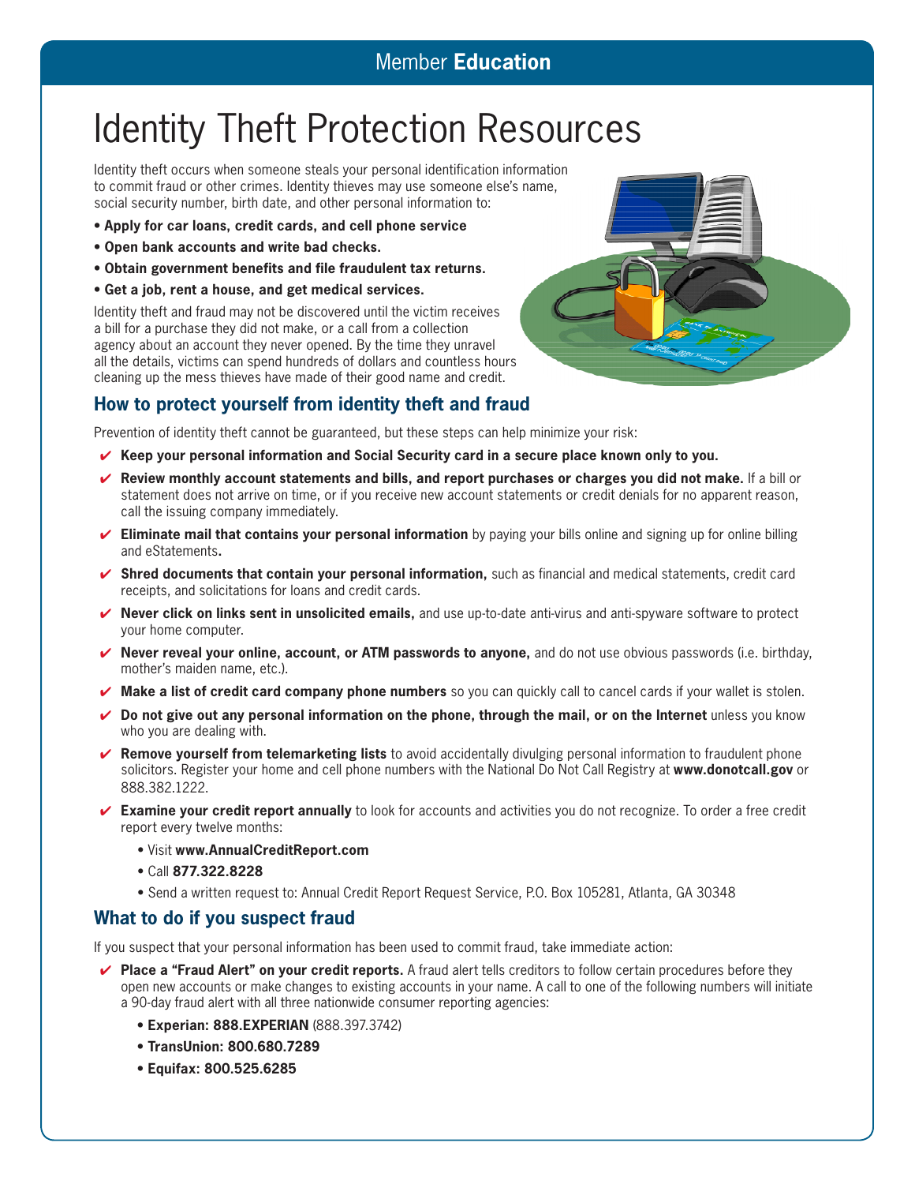Member **Education**

# Identity Theft Protection Resources

Identity theft occurs when someone steals your personal identification information to commit fraud or other crimes. Identity thieves may use someone else's name, social security number, birth date, and other personal information to:

- **Apply for car loans, credit cards, and cell phone service**
- **Open bank accounts and write bad checks.**
- **Obtain government benefits and file fraudulent tax returns.**
- **Get a job, rent a house, and get medical services.**

Identity theft and fraud may not be discovered until the victim receives a bill for a purchase they did not make, or a call from a collection agency about an account they never opened. By the time they unravel all the details, victims can spend hundreds of dollars and countless hours cleaning up the mess thieves have made of their good name and credit.

## How to protect yourself from identity theft and fraud

Prevention of identity theft cannot be guaranteed, but these steps can help minimize your risk:

- ✔ **Keep your personal information and Social Security card in a secure place known only to you.**
- ✔ **Review monthly account statements and bills, and report purchases or charges you did not make.** If a bill or statement does not arrive on time, or if you receive new account statements or credit denials for no apparent reason, call the issuing company immediately.
- ✔ **Eliminate mail that contains your personal information** by paying your bills online and signing up for online billing and eStatements**.**
- ✔ **Shred documents that contain your personal information,** such as financial and medical statements, credit card receipts, and solicitations for loans and credit cards.
- ✔ **Never click on links sent in unsolicited emails,** and use up-to-date anti-virus and anti-spyware software to protect your home computer.
- ✔ **Never reveal your online, account, or ATM passwords to anyone,** and do not use obvious passwords (i.e. birthday, mother's maiden name, etc.).
- ✔ **Make a list of credit card company phone numbers** so you can quickly call to cancel cards if your wallet is stolen.
- ✔ **Do not give out any personal information on the phone, through the mail, or on the Internet** unless you know who you are dealing with.
- ✔ **Remove yourself from telemarketing lists** to avoid accidentally divulging personal information to fraudulent phone solicitors. Register your home and cell phone numbers with the National Do Not Call Registry at **www.donotcall.gov** or 888.382.1222.
- ✔ **Examine your credit report annually** to look for accounts and activities you do not recognize. To order a free credit report every twelve months:
  - Visit **www.AnnualCreditReport.com**
  - Call **877.322.8228**
  - Send a written request to: Annual Credit Report Request Service, P.O. Box 105281, Atlanta, GA 30348

## What to do if you suspect fraud

If you suspect that your personal information has been used to commit fraud, take immediate action:

- ✔ **Place a "Fraud Alert" on your credit reports.** A fraud alert tells creditors to follow certain procedures before they open new accounts or make changes to existing accounts in your name. A call to one of the following numbers will initiate a 90-day fraud alert with all three nationwide consumer reporting agencies:
  - **Experian: 888.EXPERIAN** (888.397.3742)
  - **TransUnion: 800.680.7289**
  - **Equifax: 800.525.6285**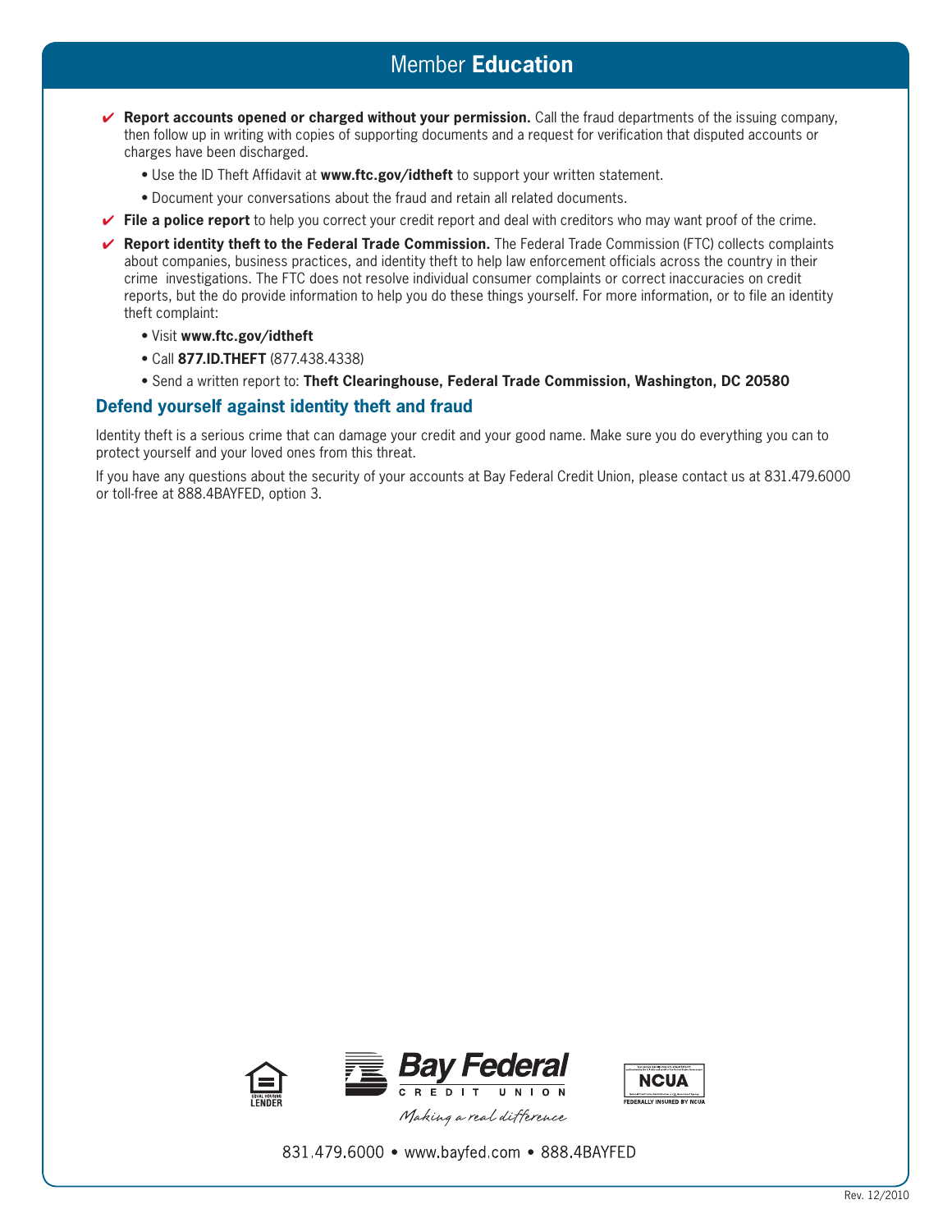# Member **Education**

- ✔ **Report accounts opened or charged without your permission.** Call the fraud departments of the issuing company, then follow up in writing with copies of supporting documents and a request for verification that disputed accounts or charges have been discharged.
  - Use the ID Theft Affidavit at **www.ftc.gov/idtheft** to support your written statement.
  - Document your conversations about the fraud and retain all related documents.
- ✔ **File a police report** to help you correct your credit report and deal with creditors who may want proof of the crime.
- ✔ **Report identity theft to the Federal Trade Commission.** The Federal Trade Commission (FTC) collects complaints about companies, business practices, and identity theft to help law enforcement officials across the country in their crime investigations. The FTC does not resolve individual consumer complaints or correct inaccuracies on credit reports, but the do provide information to help you do these things yourself. For more information, or to file an identity theft complaint:
  - Visit **www.ftc.gov/idtheft**
  - Call **877.ID.THEFT** (877.438.4338)
  - Send a written report to: **Theft Clearinghouse, Federal Trade Commission, Washington, DC 20580**

## Defend yourself against identity theft and fraud

Identity theft is a serious crime that can damage your credit and your good name. Make sure you do everything you can to protect yourself and your loved ones from this threat.

If you have any questions about the security of your accounts at Bay Federal Credit Union, please contact us at 831.479.6000 or toll-free at 888.4BAYFED, option 3.

EQUAL HOUSING LENDER

Bay Federal CREDIT UNION

*Making a real difference*

NCUA FEDERALLY INSURED BY NCUA

831.479.6000 • www.bayfed.com • 888.4BAYFED

Rev. 12/2010